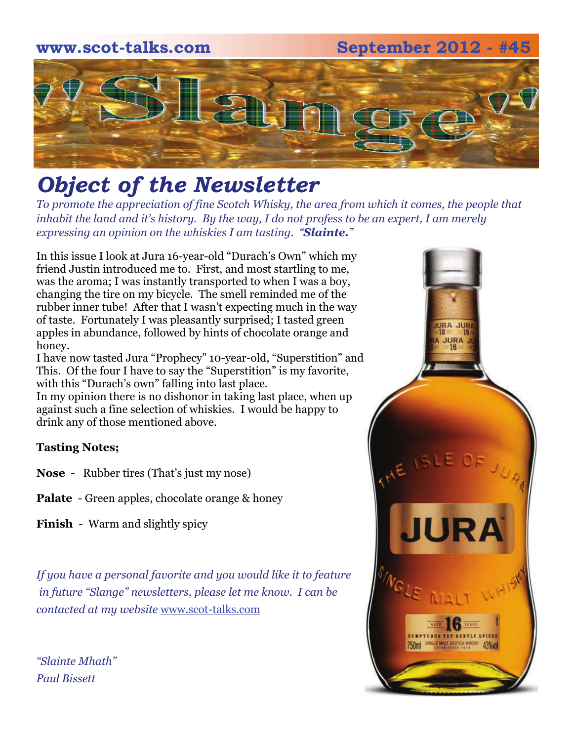www.scot-talks.com September 2012 - #45

# "Slange"

## *Object of the Newsletter*

*To promote the appreciation of fine Scotch Whisky, the area from which it comes, the people that inhabit the land and it's history. By the way, I do not profess to be an expert, I am merely expressing an opinion on the whiskies I am tasting. "**Slainte.**"*

In this issue I look at Jura 16-year-old "Durach's Own" which my friend Justin introduced me to. First, and most startling to me, was the aroma; I was instantly transported to when I was a boy, changing the tire on my bicycle. The smell reminded me of the rubber inner tube! After that I wasn't expecting much in the way of taste. Fortunately I was pleasantly surprised; I tasted green apples in abundance, followed by hints of chocolate orange and honey.

I have now tasted Jura "Prophecy" 10-year-old, "Superstition" and This. Of the four I have to say the "Superstition" is my favorite, with this "Durach's own" falling into last place.

In my opinion there is no dishonor in taking last place, when up against such a fine selection of whiskies. I would be happy to drink any of those mentioned above.

**Tasting Notes;**

**Nose** - Rubber tires (That's just my nose)

**Palate** - Green apples, chocolate orange & honey

**Finish** - Warm and slightly spicy

*If you have a personal favorite and you would like it to feature in future "Slange" newsletters, please let me know. I can be contacted at my website* www.scot-talks.com

*"Slainte Mhath"*
*Paul Bissett*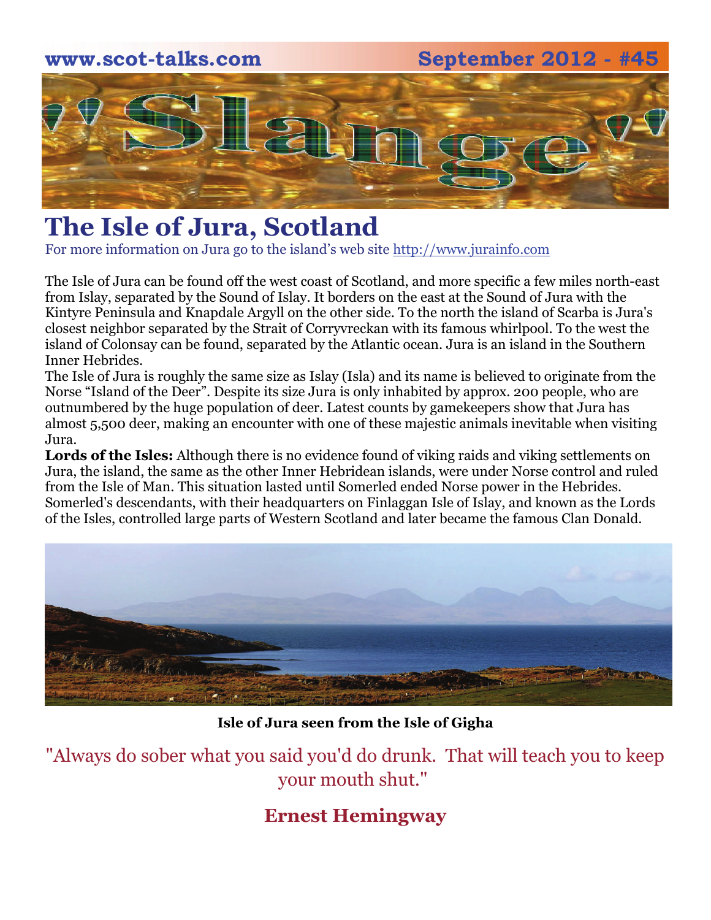# The Isle of Jura, Scotland

For more information on Jura go to the island's web site http://www.jurainfo.com

The Isle of Jura can be found off the west coast of Scotland, and more specific a few miles north-east from Islay, separated by the Sound of Islay. It borders on the east at the Sound of Jura with the Kintyre Peninsula and Knapdale Argyll on the other side. To the north the island of Scarba is Jura's closest neighbor separated by the Strait of Corryvreckan with its famous whirlpool. To the west the island of Colonsay can be found, separated by the Atlantic ocean. Jura is an island in the Southern Inner Hebrides.

The Isle of Jura is roughly the same size as Islay (Isla) and its name is believed to originate from the Norse "Island of the Deer". Despite its size Jura is only inhabited by approx. 200 people, who are outnumbered by the huge population of deer. Latest counts by gamekeepers show that Jura has almost 5,500 deer, making an encounter with one of these majestic animals inevitable when visiting Jura.

**Lords of the Isles:** Although there is no evidence found of viking raids and viking settlements on Jura, the island, the same as the other Inner Hebridean islands, were under Norse control and ruled from the Isle of Man. This situation lasted until Somerled ended Norse power in the Hebrides. Somerled's descendants, with their headquarters on Finlaggan Isle of Islay, and known as the Lords of the Isles, controlled large parts of Western Scotland and later became the famous Clan Donald.

**Isle of Jura seen from the Isle of Gigha**

"Always do sober what you said you'd do drunk. That will teach you to keep your mouth shut."

**Ernest Hemingway**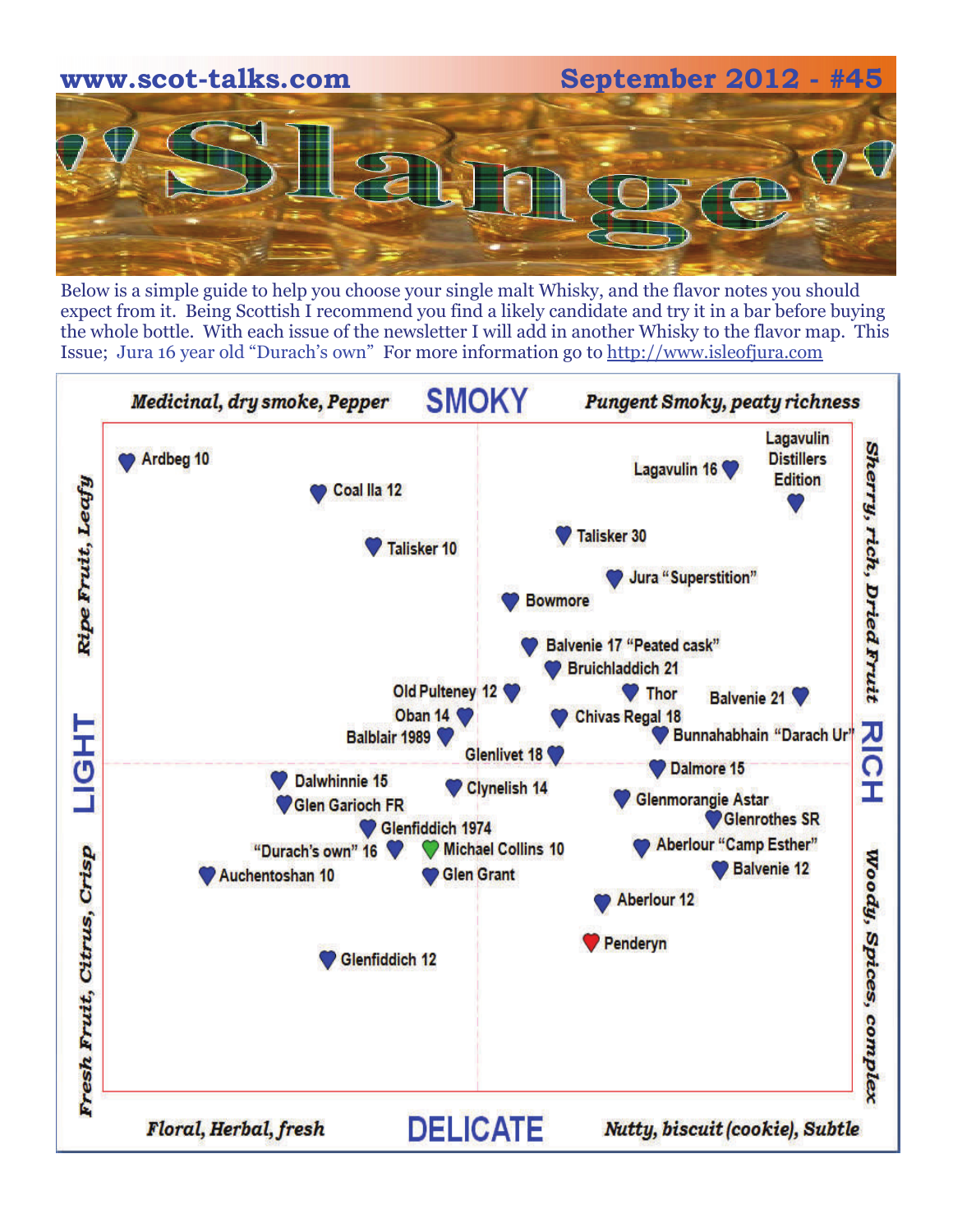www.scot-talks.com

September 2012 - #45

# 'Slange'

Below is a simple guide to help you choose your single malt Whisky, and the flavor notes you should expect from it. Being Scottish I recommend you find a likely candidate and try it in a bar before buying the whole bottle. With each issue of the newsletter I will add in another Whisky to the flavor map. This Issue; Jura 16 year old "Durach's own" For more information go to http://www.isleofjura.com

SMOKY

*Medicinal, dry smoke, Pepper*

*Pungent Smoky, peaty richness*

LIGHT

*Ripe Fruit, Leafy*

*Fresh Fruit, Citrus, Crisp*

RICH

*Sherry, rich, Dried Fruit*

*Woody, Spices, complex*

DELICATE

*Floral, Herbal, fresh*

*Nutty, biscuit (cookie), Subtle*

Ardbeg 10
Coal Ila 12
Talisker 10
Lagavulin 16
Lagavulin Distillers Edition
Talisker 30
Jura "Superstition"
Bowmore
Balvenie 17 "Peated cask"
Bruichladdich 21
Old Pulteney 12
Oban 14
Balblair 1989
Thor
Balvenie 21
Chivas Regal 18
Bunnahabhain "Darach Ur"
Glenlivet 18
Dalwhinnie 15
Glen Garioch FR
Clynelish 14
Dalmore 15
Glenmorangie Astar
Glenrothes SR
Glenfiddich 1974
"Durach's own" 16
Michael Collins 10
Aberlour "Camp Esther"
Auchentoshan 10
Glen Grant
Balvenie 12
Aberlour 12
Penderyn
Glenfiddich 12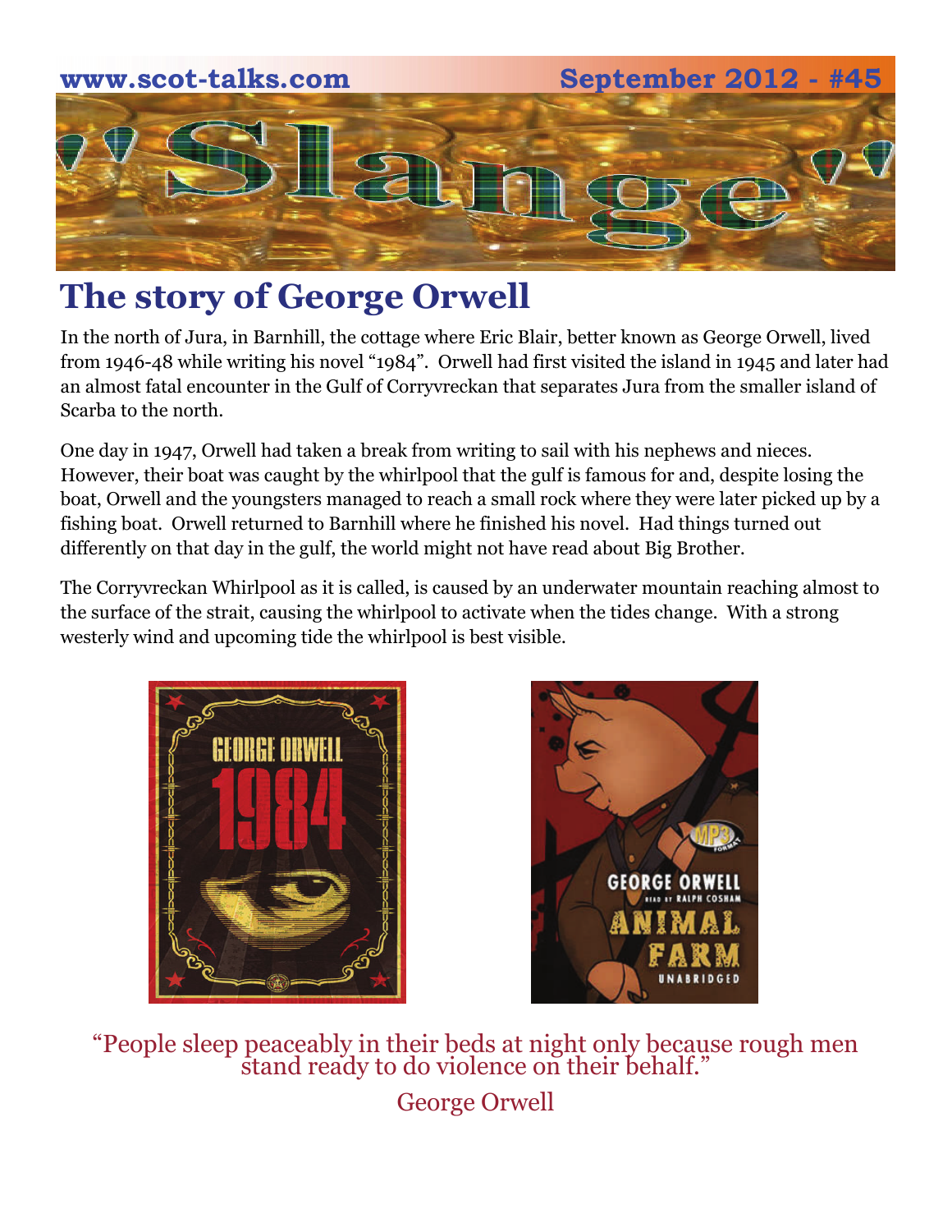# The story of George Orwell

In the north of Jura, in Barnhill, the cottage where Eric Blair, better known as George Orwell, lived from 1946-48 while writing his novel "1984". Orwell had first visited the island in 1945 and later had an almost fatal encounter in the Gulf of Corryvreckan that separates Jura from the smaller island of Scarba to the north.

One day in 1947, Orwell had taken a break from writing to sail with his nephews and nieces. However, their boat was caught by the whirlpool that the gulf is famous for and, despite losing the boat, Orwell and the youngsters managed to reach a small rock where they were later picked up by a fishing boat. Orwell returned to Barnhill where he finished his novel. Had things turned out differently on that day in the gulf, the world might not have read about Big Brother.

The Corryvreckan Whirlpool as it is called, is caused by an underwater mountain reaching almost to the surface of the strait, causing the whirlpool to activate when the tides change. With a strong westerly wind and upcoming tide the whirlpool is best visible.

"People sleep peaceably in their beds at night only because rough men stand ready to do violence on their behalf."

George Orwell